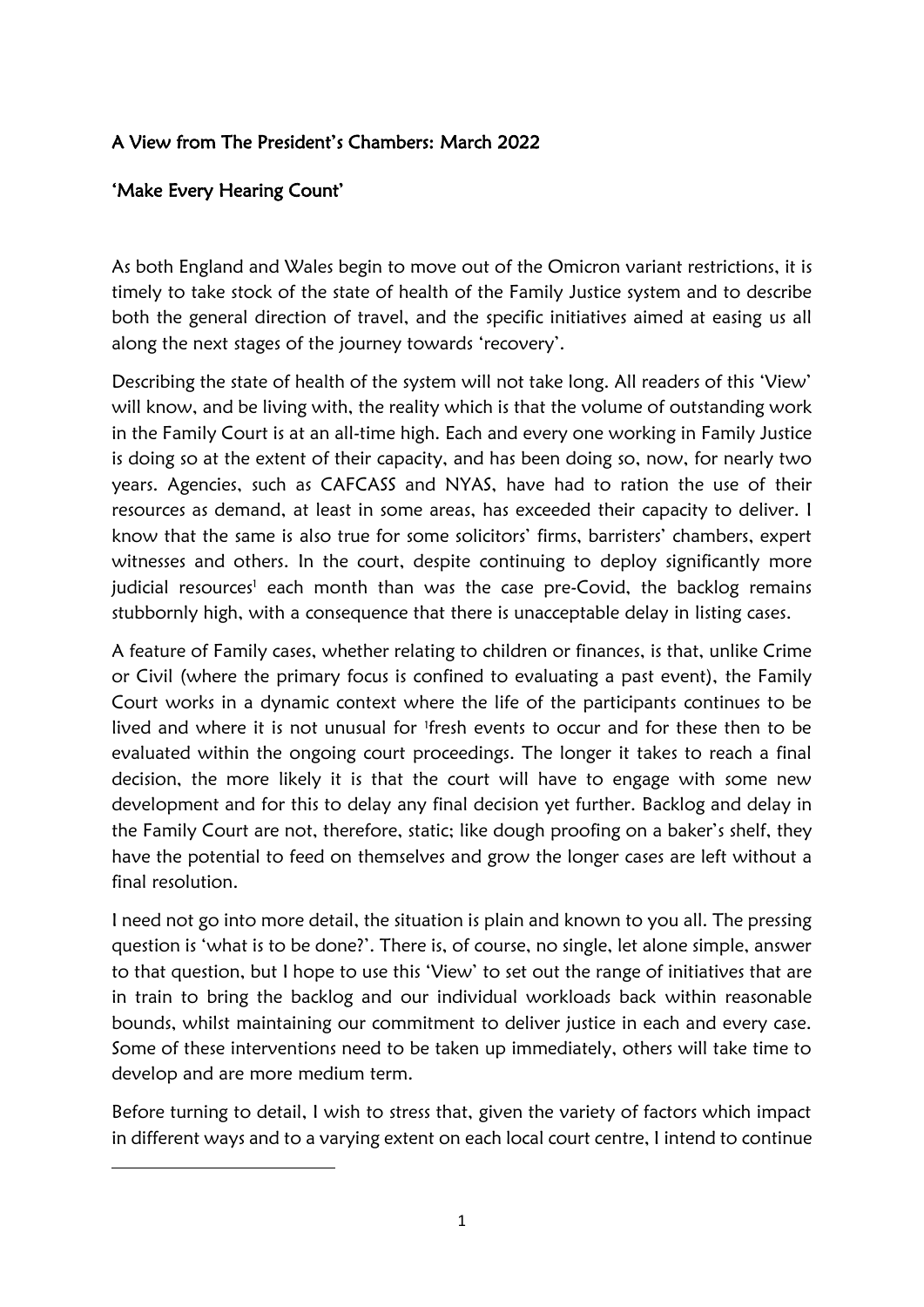**A View from The President's Chambers: March 2022**

**'Make Every Hearing Count'**

As both England and Wales begin to move out of the Omicron variant restrictions, it is timely to take stock of the state of health of the Family Justice system and to describe both the general direction of travel, and the specific initiatives aimed at easing us all along the next stages of the journey towards 'recovery'.

Describing the state of health of the system will not take long. All readers of this 'View' will know, and be living with, the reality which is that the volume of outstanding work in the Family Court is at an all-time high. Each and every one working in Family Justice is doing so at the extent of their capacity, and has been doing so, now, for nearly two years. Agencies, such as CAFCASS and NYAS, have had to ration the use of their resources as demand, at least in some areas, has exceeded their capacity to deliver. I know that the same is also true for some solicitors' firms, barristers' chambers, expert witnesses and others. In the court, despite continuing to deploy significantly more judicial resources[1] each month than was the case pre-Covid, the backlog remains stubbornly high, with a consequence that there is unacceptable delay in listing cases.

A feature of Family cases, whether relating to children or finances, is that, unlike Crime or Civil (where the primary focus is confined to evaluating a past event), the Family Court works in a dynamic context where the life of the participants continues to be lived and where it is not unusual for [1]fresh events to occur and for these then to be evaluated within the ongoing court proceedings. The longer it takes to reach a final decision, the more likely it is that the court will have to engage with some new development and for this to delay any final decision yet further. Backlog and delay in the Family Court are not, therefore, static; like dough proofing on a baker's shelf, they have the potential to feed on themselves and grow the longer cases are left without a final resolution.

I need not go into more detail, the situation is plain and known to you all. The pressing question is 'what is to be done?'. There is, of course, no single, let alone simple, answer to that question, but I hope to use this 'View' to set out the range of initiatives that are in train to bring the backlog and our individual workloads back within reasonable bounds, whilst maintaining our commitment to deliver justice in each and every case. Some of these interventions need to be taken up immediately, others will take time to develop and are more medium term.

Before turning to detail, I wish to stress that, given the variety of factors which impact in different ways and to a varying extent on each local court centre, I intend to continue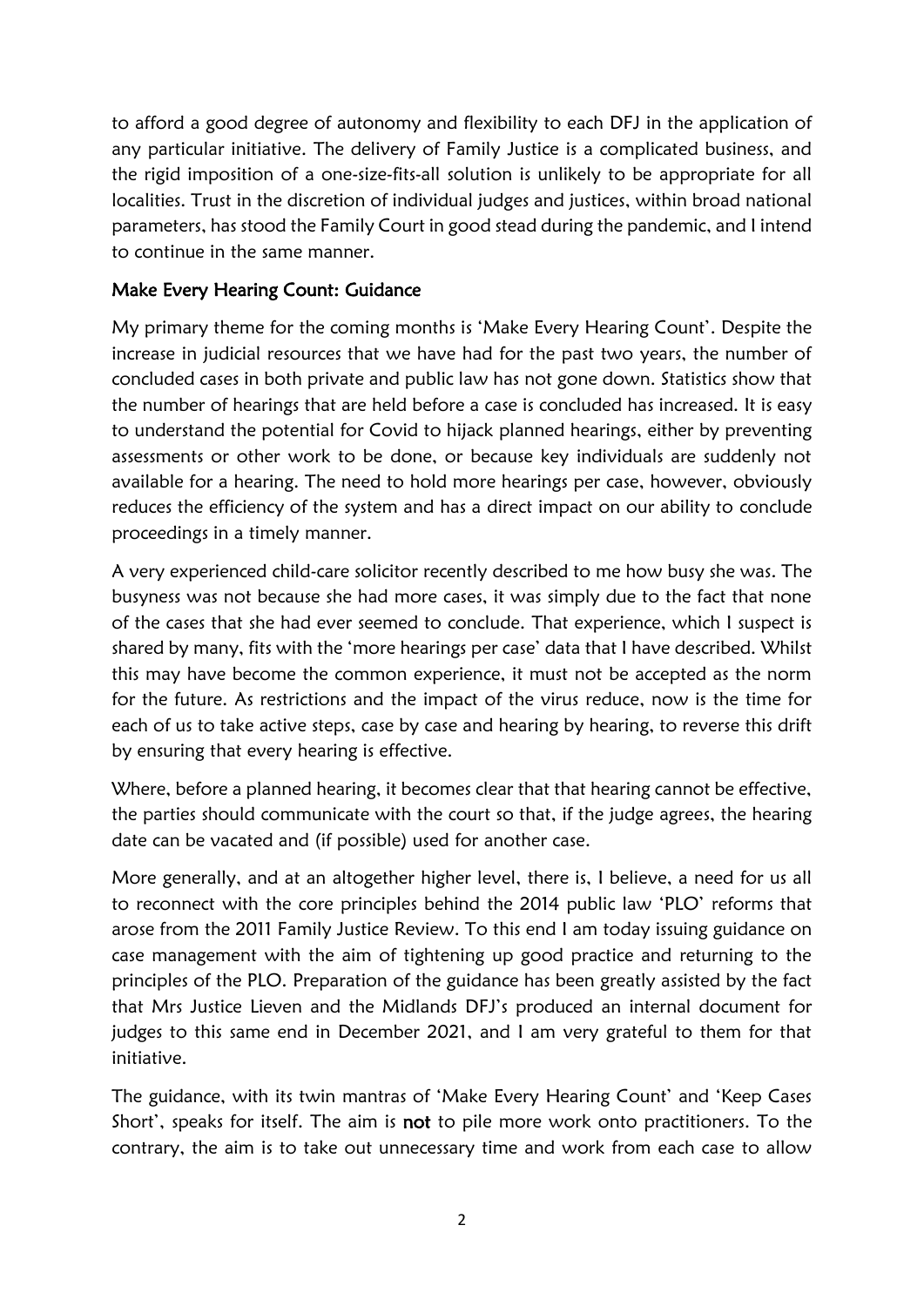to afford a good degree of autonomy and flexibility to each DFJ in the application of any particular initiative. The delivery of Family Justice is a complicated business, and the rigid imposition of a one-size-fits-all solution is unlikely to be appropriate for all localities. Trust in the discretion of individual judges and justices, within broad national parameters, has stood the Family Court in good stead during the pandemic, and I intend to continue in the same manner.

## Make Every Hearing Count: Guidance

My primary theme for the coming months is 'Make Every Hearing Count'. Despite the increase in judicial resources that we have had for the past two years, the number of concluded cases in both private and public law has not gone down. Statistics show that the number of hearings that are held before a case is concluded has increased. It is easy to understand the potential for Covid to hijack planned hearings, either by preventing assessments or other work to be done, or because key individuals are suddenly not available for a hearing. The need to hold more hearings per case, however, obviously reduces the efficiency of the system and has a direct impact on our ability to conclude proceedings in a timely manner.

A very experienced child-care solicitor recently described to me how busy she was. The busyness was not because she had more cases, it was simply due to the fact that none of the cases that she had ever seemed to conclude. That experience, which I suspect is shared by many, fits with the 'more hearings per case' data that I have described. Whilst this may have become the common experience, it must not be accepted as the norm for the future. As restrictions and the impact of the virus reduce, now is the time for each of us to take active steps, case by case and hearing by hearing, to reverse this drift by ensuring that every hearing is effective.

Where, before a planned hearing, it becomes clear that that hearing cannot be effective, the parties should communicate with the court so that, if the judge agrees, the hearing date can be vacated and (if possible) used for another case.

More generally, and at an altogether higher level, there is, I believe, a need for us all to reconnect with the core principles behind the 2014 public law 'PLO' reforms that arose from the 2011 Family Justice Review. To this end I am today issuing guidance on case management with the aim of tightening up good practice and returning to the principles of the PLO. Preparation of the guidance has been greatly assisted by the fact that Mrs Justice Lieven and the Midlands DFJ's produced an internal document for judges to this same end in December 2021, and I am very grateful to them for that initiative.

The guidance, with its twin mantras of 'Make Every Hearing Count' and 'Keep Cases Short', speaks for itself. The aim is **not** to pile more work onto practitioners. To the contrary, the aim is to take out unnecessary time and work from each case to allow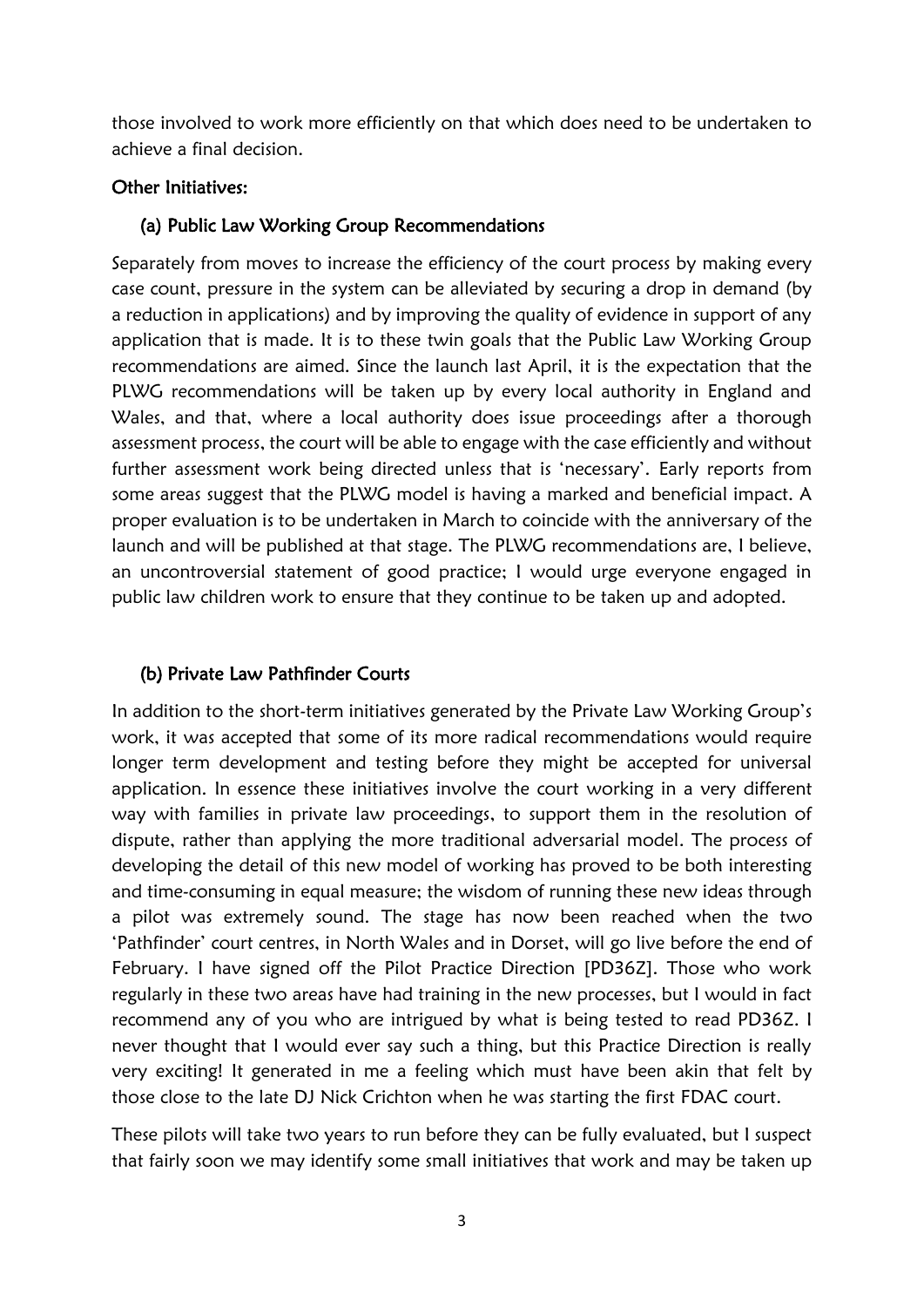those involved to work more efficiently on that which does need to be undertaken to achieve a final decision.

### Other Initiatives:

#### (a) Public Law Working Group Recommendations

Separately from moves to increase the efficiency of the court process by making every case count, pressure in the system can be alleviated by securing a drop in demand (by a reduction in applications) and by improving the quality of evidence in support of any application that is made. It is to these twin goals that the Public Law Working Group recommendations are aimed. Since the launch last April, it is the expectation that the PLWG recommendations will be taken up by every local authority in England and Wales, and that, where a local authority does issue proceedings after a thorough assessment process, the court will be able to engage with the case efficiently and without further assessment work being directed unless that is 'necessary'. Early reports from some areas suggest that the PLWG model is having a marked and beneficial impact. A proper evaluation is to be undertaken in March to coincide with the anniversary of the launch and will be published at that stage. The PLWG recommendations are, I believe, an uncontroversial statement of good practice; I would urge everyone engaged in public law children work to ensure that they continue to be taken up and adopted.

#### (b) Private Law Pathfinder Courts

In addition to the short-term initiatives generated by the Private Law Working Group's work, it was accepted that some of its more radical recommendations would require longer term development and testing before they might be accepted for universal application. In essence these initiatives involve the court working in a very different way with families in private law proceedings, to support them in the resolution of dispute, rather than applying the more traditional adversarial model. The process of developing the detail of this new model of working has proved to be both interesting and time-consuming in equal measure; the wisdom of running these new ideas through a pilot was extremely sound. The stage has now been reached when the two 'Pathfinder' court centres, in North Wales and in Dorset, will go live before the end of February. I have signed off the Pilot Practice Direction [PD36Z]. Those who work regularly in these two areas have had training in the new processes, but I would in fact recommend any of you who are intrigued by what is being tested to read PD36Z. I never thought that I would ever say such a thing, but this Practice Direction is really very exciting! It generated in me a feeling which must have been akin that felt by those close to the late DJ Nick Crichton when he was starting the first FDAC court.

These pilots will take two years to run before they can be fully evaluated, but I suspect that fairly soon we may identify some small initiatives that work and may be taken up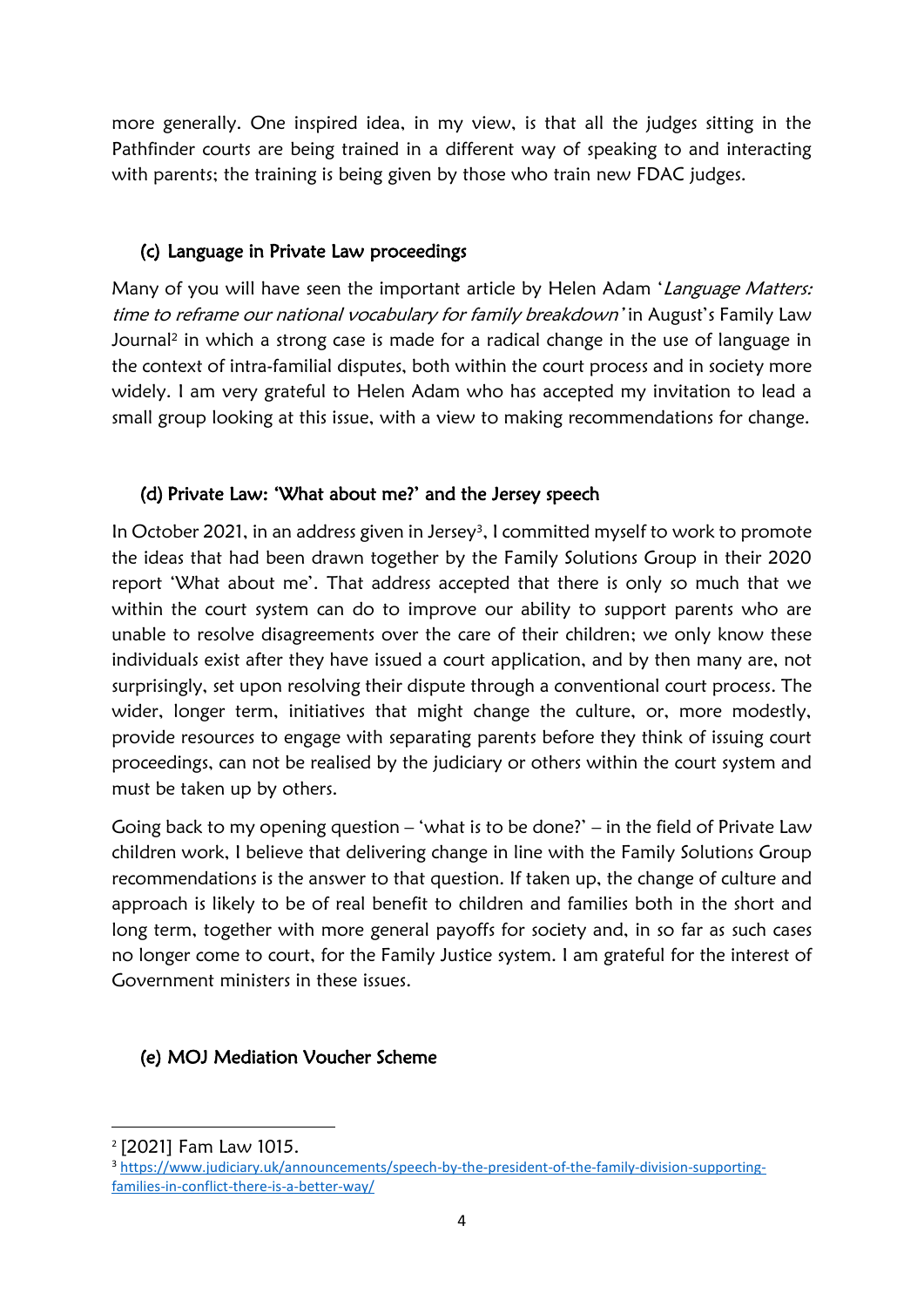more generally. One inspired idea, in my view, is that all the judges sitting in the Pathfinder courts are being trained in a different way of speaking to and interacting with parents; the training is being given by those who train new FDAC judges.

### (c) Language in Private Law proceedings

Many of you will have seen the important article by Helen Adam '*Language Matters: time to reframe our national vocabulary for family breakdown*' in August's Family Law Journal[2] in which a strong case is made for a radical change in the use of language in the context of intra-familial disputes, both within the court process and in society more widely. I am very grateful to Helen Adam who has accepted my invitation to lead a small group looking at this issue, with a view to making recommendations for change.

### (d) Private Law: 'What about me?' and the Jersey speech

In October 2021, in an address given in Jersey[3], I committed myself to work to promote the ideas that had been drawn together by the Family Solutions Group in their 2020 report 'What about me'. That address accepted that there is only so much that we within the court system can do to improve our ability to support parents who are unable to resolve disagreements over the care of their children; we only know these individuals exist after they have issued a court application, and by then many are, not surprisingly, set upon resolving their dispute through a conventional court process. The wider, longer term, initiatives that might change the culture, or, more modestly, provide resources to engage with separating parents before they think of issuing court proceedings, can not be realised by the judiciary or others within the court system and must be taken up by others.

Going back to my opening question – 'what is to be done?' – in the field of Private Law children work, I believe that delivering change in line with the Family Solutions Group recommendations is the answer to that question. If taken up, the change of culture and approach is likely to be of real benefit to children and families both in the short and long term, together with more general payoffs for society and, in so far as such cases no longer come to court, for the Family Justice system. I am grateful for the interest of Government ministers in these issues.

### (e) MOJ Mediation Voucher Scheme

---

[2] [2021] Fam Law 1015.

[3] https://www.judiciary.uk/announcements/speech-by-the-president-of-the-family-division-supporting-families-in-conflict-there-is-a-better-way/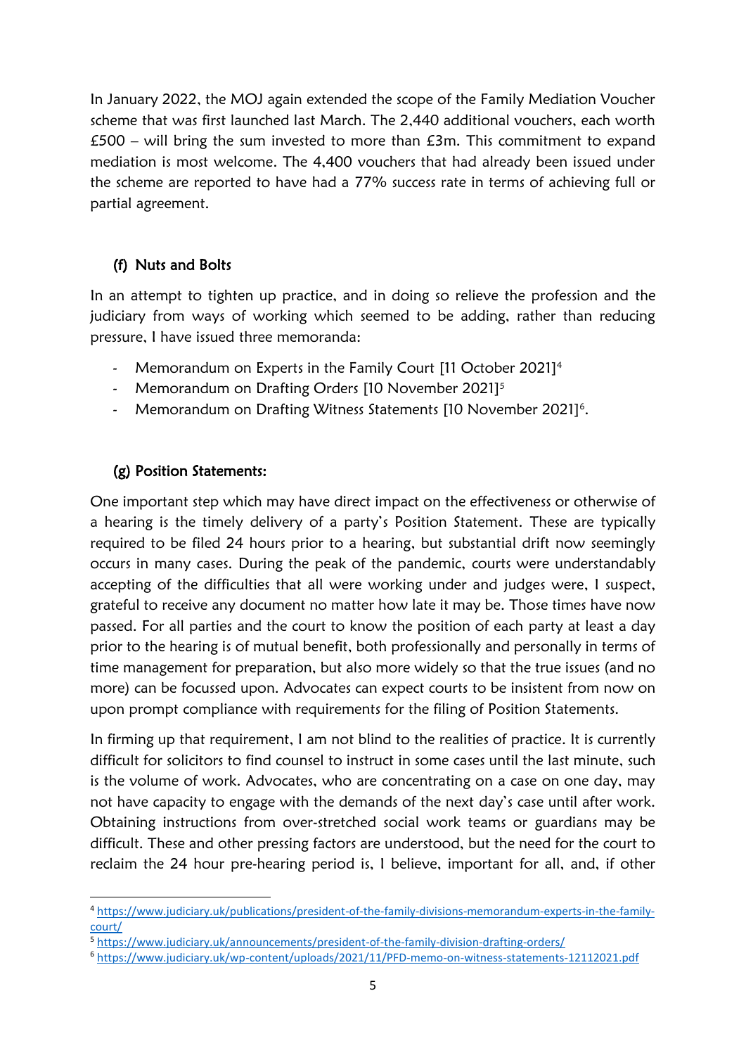In January 2022, the MOJ again extended the scope of the Family Mediation Voucher scheme that was first launched last March. The 2,440 additional vouchers, each worth £500 – will bring the sum invested to more than £3m. This commitment to expand mediation is most welcome. The 4,400 vouchers that had already been issued under the scheme are reported to have had a 77% success rate in terms of achieving full or partial agreement.

### (f) Nuts and Bolts

In an attempt to tighten up practice, and in doing so relieve the profession and the judiciary from ways of working which seemed to be adding, rather than reducing pressure, I have issued three memoranda:

- Memorandum on Experts in the Family Court [11 October 2021][4]
- Memorandum on Drafting Orders [10 November 2021][5]
- Memorandum on Drafting Witness Statements [10 November 2021][6].

### (g) Position Statements:

One important step which may have direct impact on the effectiveness or otherwise of a hearing is the timely delivery of a party's Position Statement. These are typically required to be filed 24 hours prior to a hearing, but substantial drift now seemingly occurs in many cases. During the peak of the pandemic, courts were understandably accepting of the difficulties that all were working under and judges were, I suspect, grateful to receive any document no matter how late it may be. Those times have now passed. For all parties and the court to know the position of each party at least a day prior to the hearing is of mutual benefit, both professionally and personally in terms of time management for preparation, but also more widely so that the true issues (and no more) can be focussed upon. Advocates can expect courts to be insistent from now on upon prompt compliance with requirements for the filing of Position Statements.

In firming up that requirement, I am not blind to the realities of practice. It is currently difficult for solicitors to find counsel to instruct in some cases until the last minute, such is the volume of work. Advocates, who are concentrating on a case on one day, may not have capacity to engage with the demands of the next day's case until after work. Obtaining instructions from over-stretched social work teams or guardians may be difficult. These and other pressing factors are understood, but the need for the court to reclaim the 24 hour pre-hearing period is, I believe, important for all, and, if other

---

[4] https://www.judiciary.uk/publications/president-of-the-family-divisions-memorandum-experts-in-the-family-court/

[5] https://www.judiciary.uk/announcements/president-of-the-family-division-drafting-orders/

[6] https://www.judiciary.uk/wp-content/uploads/2021/11/PFD-memo-on-witness-statements-12112021.pdf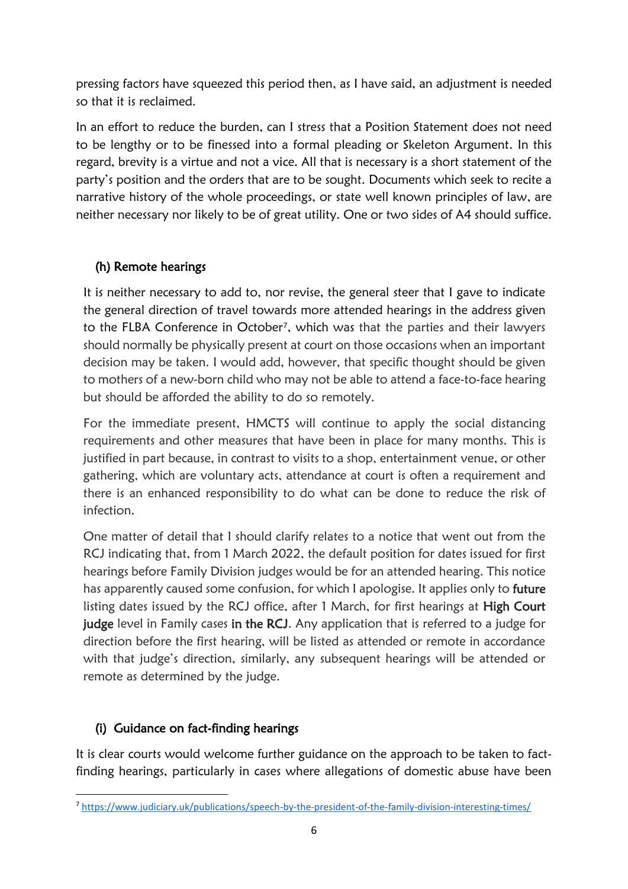pressing factors have squeezed this period then, as I have said, an adjustment is needed so that it is reclaimed.

In an effort to reduce the burden, can I stress that a Position Statement does not need to be lengthy or to be finessed into a formal pleading or Skeleton Argument. In this regard, brevity is a virtue and not a vice. All that is necessary is a short statement of the party's position and the orders that are to be sought. Documents which seek to recite a narrative history of the whole proceedings, or state well known principles of law, are neither necessary nor likely to be of great utility. One or two sides of A4 should suffice.

### (h) Remote hearings

It is neither necessary to add to, nor revise, the general steer that I gave to indicate the general direction of travel towards more attended hearings in the address given to the FLBA Conference in October[7], which was that the parties and their lawyers should normally be physically present at court on those occasions when an important decision may be taken. I would add, however, that specific thought should be given to mothers of a new-born child who may not be able to attend a face-to-face hearing but should be afforded the ability to do so remotely.

For the immediate present, HMCTS will continue to apply the social distancing requirements and other measures that have been in place for many months. This is justified in part because, in contrast to visits to a shop, entertainment venue, or other gathering, which are voluntary acts, attendance at court is often a requirement and there is an enhanced responsibility to do what can be done to reduce the risk of infection.

One matter of detail that I should clarify relates to a notice that went out from the RCJ indicating that, from 1 March 2022, the default position for dates issued for first hearings before Family Division judges would be for an attended hearing. This notice has apparently caused some confusion, for which I apologise. It applies only to **future** listing dates issued by the RCJ office, after 1 March, for first hearings at **High Court judge** level in Family cases **in the RCJ**. Any application that is referred to a judge for direction before the first hearing, will be listed as attended or remote in accordance with that judge's direction, similarly, any subsequent hearings will be attended or remote as determined by the judge.

### (i) Guidance on fact-finding hearings

It is clear courts would welcome further guidance on the approach to be taken to fact-finding hearings, particularly in cases where allegations of domestic abuse have been

---

[7] https://www.judiciary.uk/publications/speech-by-the-president-of-the-family-division-interesting-times/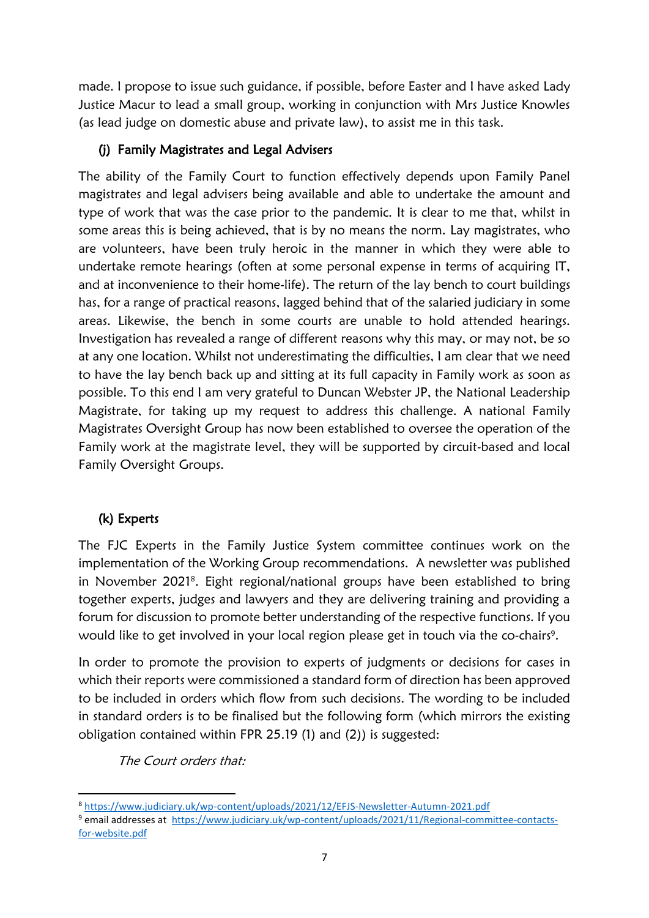made. I propose to issue such guidance, if possible, before Easter and I have asked Lady Justice Macur to lead a small group, working in conjunction with Mrs Justice Knowles (as lead judge on domestic abuse and private law), to assist me in this task.

### (j) Family Magistrates and Legal Advisers

The ability of the Family Court to function effectively depends upon Family Panel magistrates and legal advisers being available and able to undertake the amount and type of work that was the case prior to the pandemic. It is clear to me that, whilst in some areas this is being achieved, that is by no means the norm. Lay magistrates, who are volunteers, have been truly heroic in the manner in which they were able to undertake remote hearings (often at some personal expense in terms of acquiring IT, and at inconvenience to their home-life). The return of the lay bench to court buildings has, for a range of practical reasons, lagged behind that of the salaried judiciary in some areas. Likewise, the bench in some courts are unable to hold attended hearings. Investigation has revealed a range of different reasons why this may, or may not, be so at any one location. Whilst not underestimating the difficulties, I am clear that we need to have the lay bench back up and sitting at its full capacity in Family work as soon as possible. To this end I am very grateful to Duncan Webster JP, the National Leadership Magistrate, for taking up my request to address this challenge. A national Family Magistrates Oversight Group has now been established to oversee the operation of the Family work at the magistrate level, they will be supported by circuit-based and local Family Oversight Groups.

### (k) Experts

The FJC Experts in the Family Justice System committee continues work on the implementation of the Working Group recommendations. A newsletter was published in November 2021[8]. Eight regional/national groups have been established to bring together experts, judges and lawyers and they are delivering training and providing a forum for discussion to promote better understanding of the respective functions. If you would like to get involved in your local region please get in touch via the co-chairs[9].

In order to promote the provision to experts of judgments or decisions for cases in which their reports were commissioned a standard form of direction has been approved to be included in orders which flow from such decisions. The wording to be included in standard orders is to be finalised but the following form (which mirrors the existing obligation contained within FPR 25.19 (1) and (2)) is suggested:

*The Court orders that:*

---

[8] https://www.judiciary.uk/wp-content/uploads/2021/12/EFJS-Newsletter-Autumn-2021.pdf

[9] email addresses at https://www.judiciary.uk/wp-content/uploads/2021/11/Regional-committee-contacts-for-website.pdf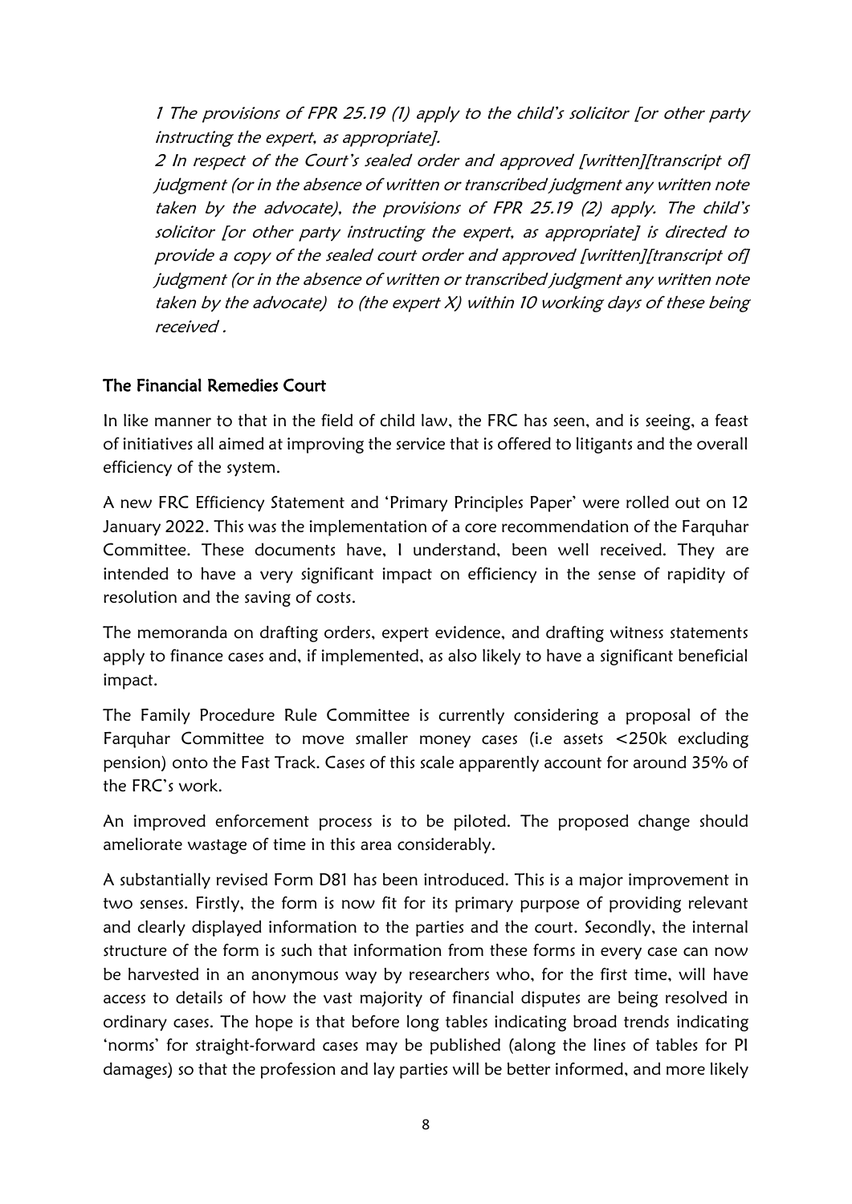*1 The provisions of FPR 25.19 (1) apply to the child's solicitor [or other party instructing the expert, as appropriate].*

*2 In respect of the Court's sealed order and approved [written][transcript of] judgment (or in the absence of written or transcribed judgment any written note taken by the advocate), the provisions of FPR 25.19 (2) apply. The child's solicitor [or other party instructing the expert, as appropriate] is directed to provide a copy of the sealed court order and approved [written][transcript of] judgment (or in the absence of written or transcribed judgment any written note taken by the advocate) to (the expert X) within 10 working days of these being received .*

## The Financial Remedies Court

In like manner to that in the field of child law, the FRC has seen, and is seeing, a feast of initiatives all aimed at improving the service that is offered to litigants and the overall efficiency of the system.

A new FRC Efficiency Statement and 'Primary Principles Paper' were rolled out on 12 January 2022. This was the implementation of a core recommendation of the Farquhar Committee. These documents have, I understand, been well received. They are intended to have a very significant impact on efficiency in the sense of rapidity of resolution and the saving of costs.

The memoranda on drafting orders, expert evidence, and drafting witness statements apply to finance cases and, if implemented, as also likely to have a significant beneficial impact.

The Family Procedure Rule Committee is currently considering a proposal of the Farquhar Committee to move smaller money cases (i.e assets <250k excluding pension) onto the Fast Track. Cases of this scale apparently account for around 35% of the FRC's work.

An improved enforcement process is to be piloted. The proposed change should ameliorate wastage of time in this area considerably.

A substantially revised Form D81 has been introduced. This is a major improvement in two senses. Firstly, the form is now fit for its primary purpose of providing relevant and clearly displayed information to the parties and the court. Secondly, the internal structure of the form is such that information from these forms in every case can now be harvested in an anonymous way by researchers who, for the first time, will have access to details of how the vast majority of financial disputes are being resolved in ordinary cases. The hope is that before long tables indicating broad trends indicating 'norms' for straight-forward cases may be published (along the lines of tables for PI damages) so that the profession and lay parties will be better informed, and more likely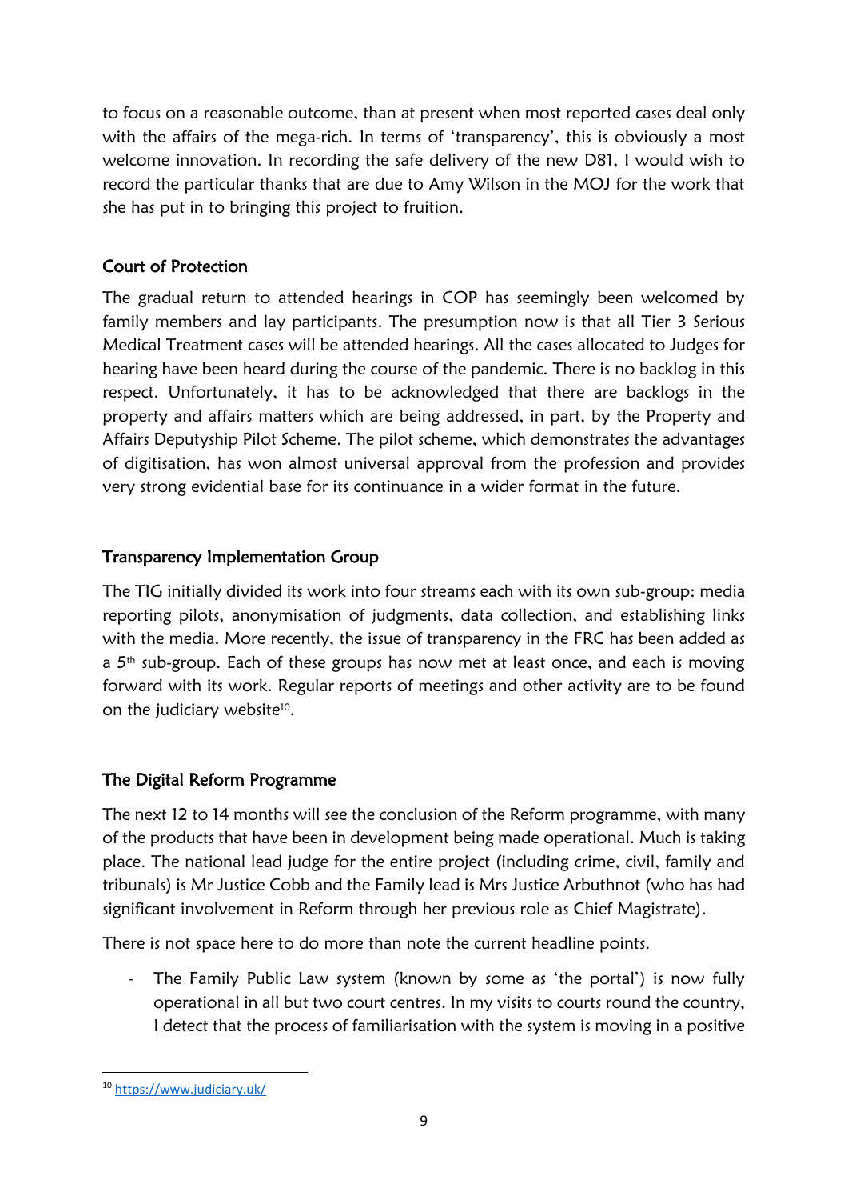to focus on a reasonable outcome, than at present when most reported cases deal only with the affairs of the mega-rich. In terms of 'transparency', this is obviously a most welcome innovation. In recording the safe delivery of the new D81, I would wish to record the particular thanks that are due to Amy Wilson in the MOJ for the work that she has put in to bringing this project to fruition.

## Court of Protection

The gradual return to attended hearings in COP has seemingly been welcomed by family members and lay participants. The presumption now is that all Tier 3 Serious Medical Treatment cases will be attended hearings. All the cases allocated to Judges for hearing have been heard during the course of the pandemic. There is no backlog in this respect. Unfortunately, it has to be acknowledged that there are backlogs in the property and affairs matters which are being addressed, in part, by the Property and Affairs Deputyship Pilot Scheme. The pilot scheme, which demonstrates the advantages of digitisation, has won almost universal approval from the profession and provides very strong evidential base for its continuance in a wider format in the future.

## Transparency Implementation Group

The TIG initially divided its work into four streams each with its own sub-group: media reporting pilots, anonymisation of judgments, data collection, and establishing links with the media. More recently, the issue of transparency in the FRC has been added as a 5th sub-group. Each of these groups has now met at least once, and each is moving forward with its work. Regular reports of meetings and other activity are to be found on the judiciary website[10].

## The Digital Reform Programme

The next 12 to 14 months will see the conclusion of the Reform programme, with many of the products that have been in development being made operational. Much is taking place. The national lead judge for the entire project (including crime, civil, family and tribunals) is Mr Justice Cobb and the Family lead is Mrs Justice Arbuthnot (who has had significant involvement in Reform through her previous role as Chief Magistrate).

There is not space here to do more than note the current headline points.

- The Family Public Law system (known by some as 'the portal') is now fully operational in all but two court centres. In my visits to courts round the country, I detect that the process of familiarisation with the system is moving in a positive

[10] https://www.judiciary.uk/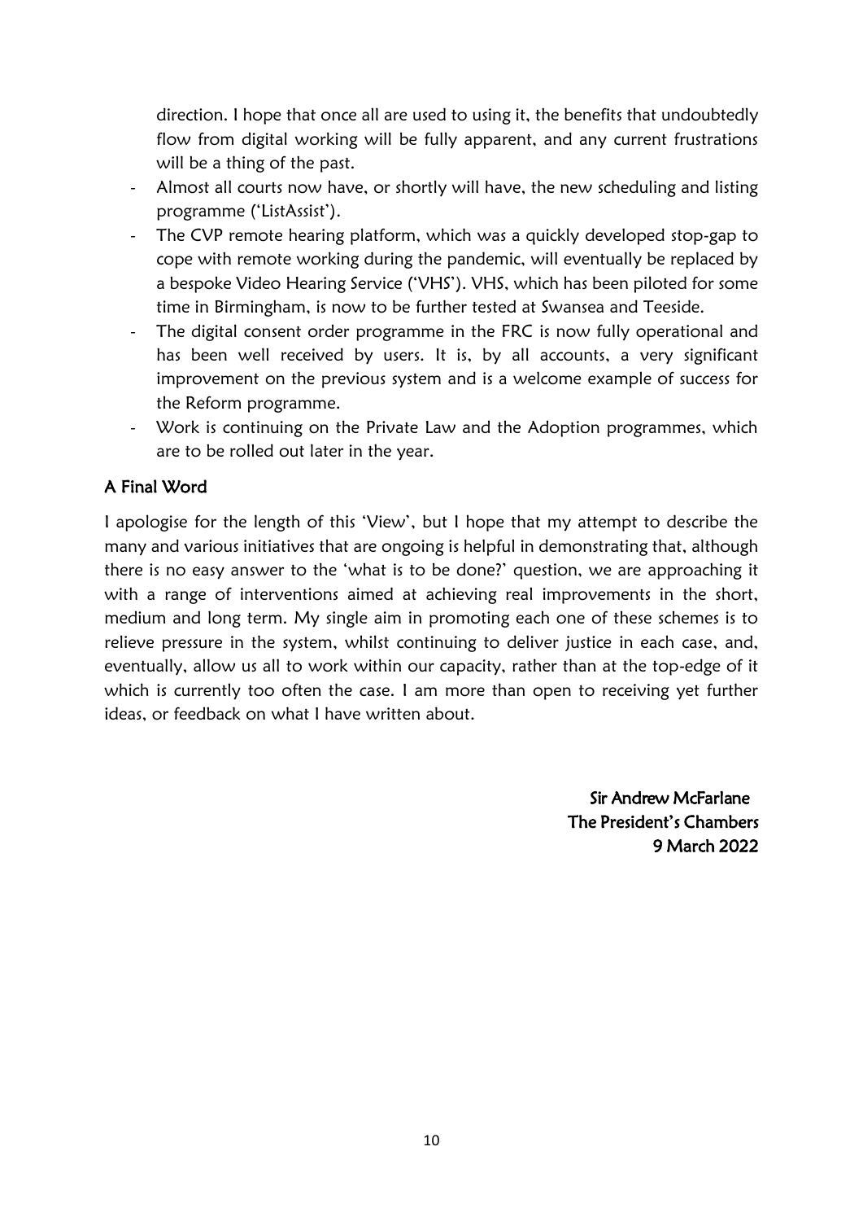direction. I hope that once all are used to using it, the benefits that undoubtedly flow from digital working will be fully apparent, and any current frustrations will be a thing of the past.

- Almost all courts now have, or shortly will have, the new scheduling and listing programme ('ListAssist').
- The CVP remote hearing platform, which was a quickly developed stop-gap to cope with remote working during the pandemic, will eventually be replaced by a bespoke Video Hearing Service ('VHS'). VHS, which has been piloted for some time in Birmingham, is now to be further tested at Swansea and Teeside.
- The digital consent order programme in the FRC is now fully operational and has been well received by users. It is, by all accounts, a very significant improvement on the previous system and is a welcome example of success for the Reform programme.
- Work is continuing on the Private Law and the Adoption programmes, which are to be rolled out later in the year.

## A Final Word

I apologise for the length of this 'View', but I hope that my attempt to describe the many and various initiatives that are ongoing is helpful in demonstrating that, although there is no easy answer to the 'what is to be done?' question, we are approaching it with a range of interventions aimed at achieving real improvements in the short, medium and long term. My single aim in promoting each one of these schemes is to relieve pressure in the system, whilst continuing to deliver justice in each case, and, eventually, allow us all to work within our capacity, rather than at the top-edge of it which is currently too often the case. I am more than open to receiving yet further ideas, or feedback on what I have written about.

**Sir Andrew McFarlane**
**The President's Chambers**
**9 March 2022**